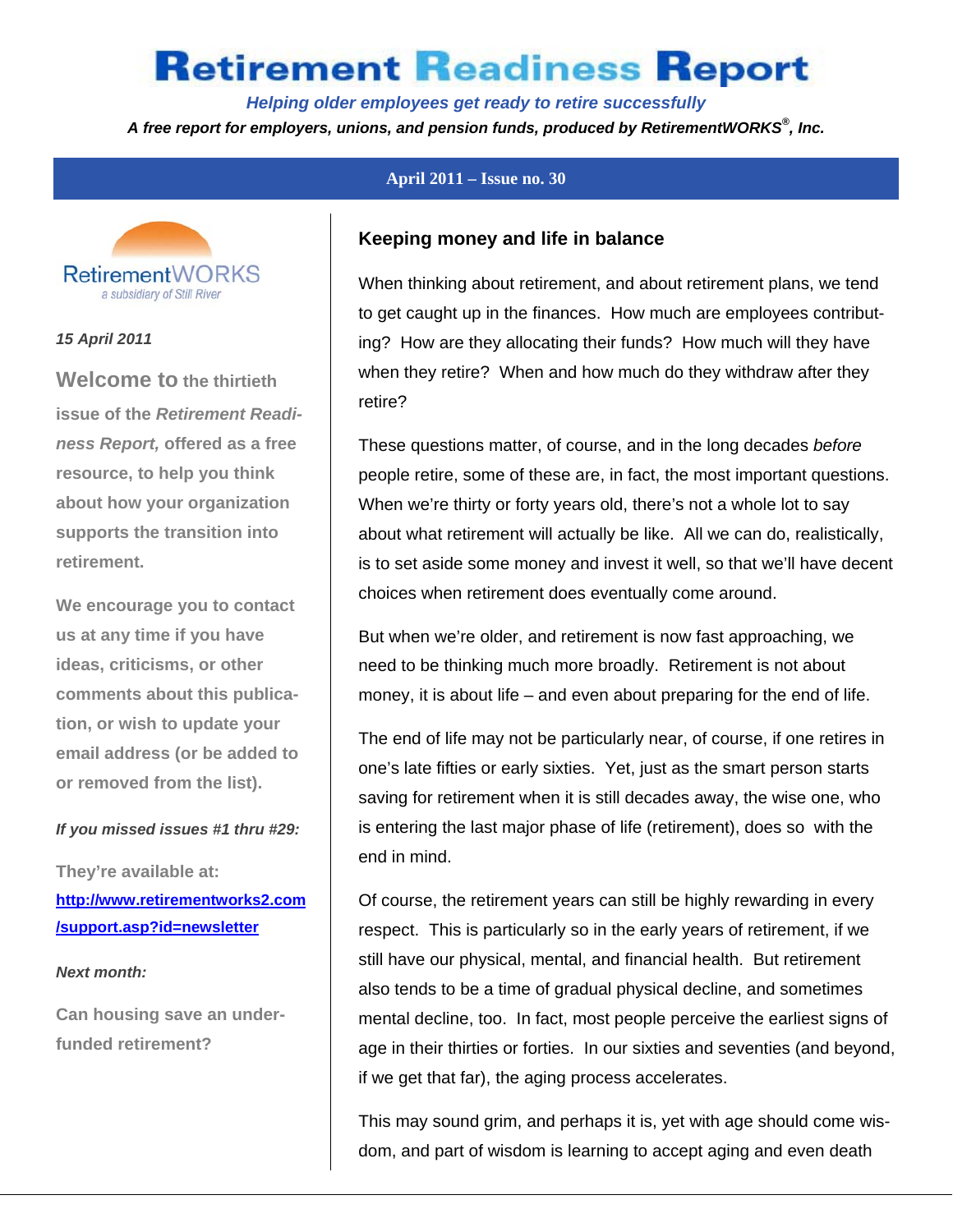# Retirement Readiness Report

*Helping older employees get ready to retire successfully*

*A free report for employers, unions, and pension funds, produced by RetirementWORKS®, Inc.*

**April 2011 – Issue no. 30**

RetirementWORKS
a subsidiary of Still River

*15 April 2011*

**Welcome to the thirtieth issue of the *Retirement Readiness Report,* offered as a free resource, to help you think about how your organization supports the transition into retirement.**

**We encourage you to contact us at any time if you have ideas, criticisms, or other comments about this publication, or wish to update your email address (or be added to or removed from the list).**

***If you missed issues #1 thru #29:***

**They're available at:** [http://www.retirementworks2.com/support.asp?id=newsletter](http://www.retirementworks2.com/support.asp?id=newsletter)

***Next month:***

**Can housing save an underfunded retirement?**

## Keeping money and life in balance

When thinking about retirement, and about retirement plans, we tend to get caught up in the finances. How much are employees contributing? How are they allocating their funds? How much will they have when they retire? When and how much do they withdraw after they retire?

These questions matter, of course, and in the long decades *before* people retire, some of these are, in fact, the most important questions. When we're thirty or forty years old, there's not a whole lot to say about what retirement will actually be like. All we can do, realistically, is to set aside some money and invest it well, so that we'll have decent choices when retirement does eventually come around.

But when we're older, and retirement is now fast approaching, we need to be thinking much more broadly. Retirement is not about money, it is about life – and even about preparing for the end of life.

The end of life may not be particularly near, of course, if one retires in one's late fifties or early sixties. Yet, just as the smart person starts saving for retirement when it is still decades away, the wise one, who is entering the last major phase of life (retirement), does so with the end in mind.

Of course, the retirement years can still be highly rewarding in every respect. This is particularly so in the early years of retirement, if we still have our physical, mental, and financial health. But retirement also tends to be a time of gradual physical decline, and sometimes mental decline, too. In fact, most people perceive the earliest signs of age in their thirties or forties. In our sixties and seventies (and beyond, if we get that far), the aging process accelerates.

This may sound grim, and perhaps it is, yet with age should come wisdom, and part of wisdom is learning to accept aging and even death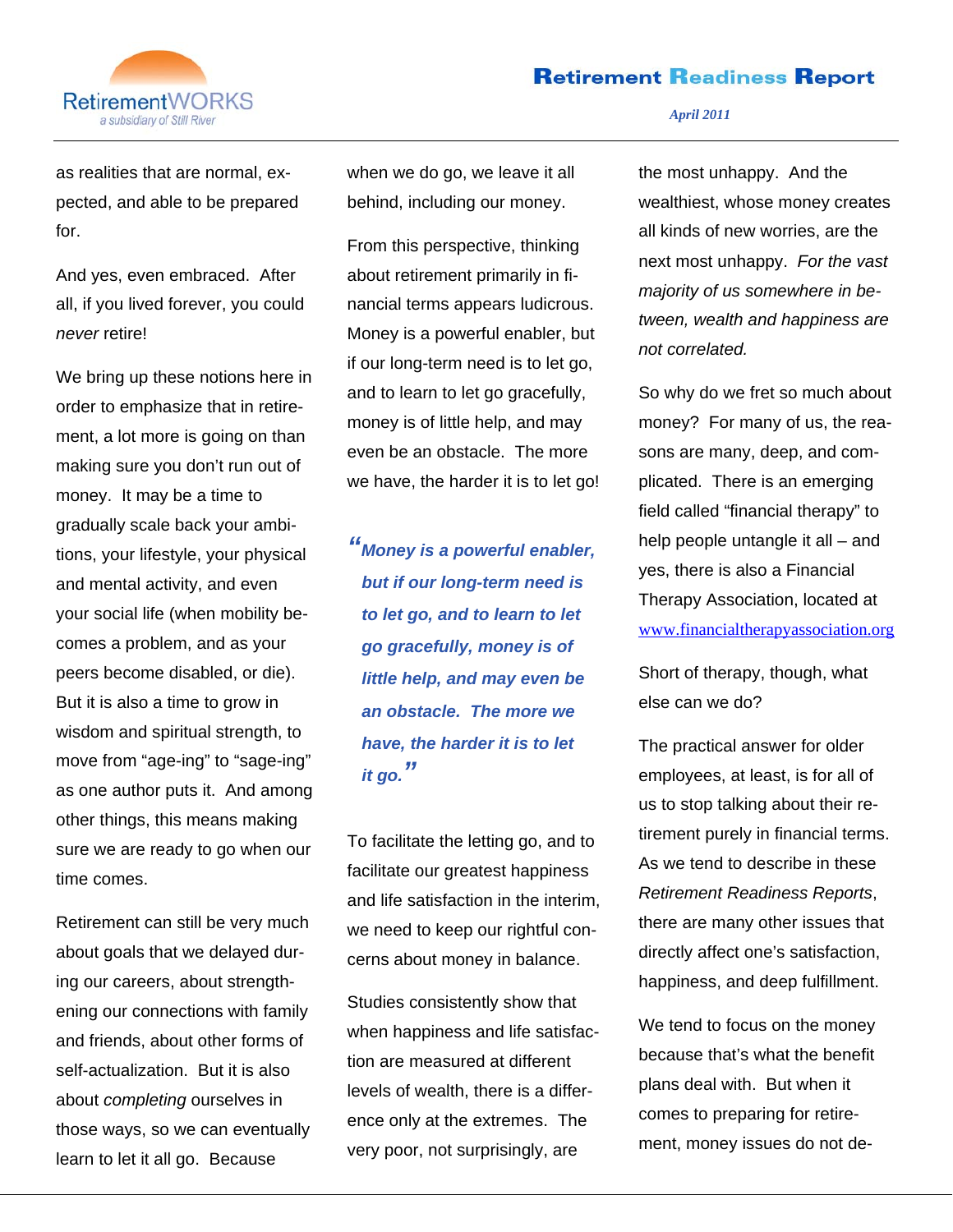as realities that are normal, expected, and able to be prepared for.

And yes, even embraced. After all, if you lived forever, you could *never* retire!

We bring up these notions here in order to emphasize that in retirement, a lot more is going on than making sure you don't run out of money. It may be a time to gradually scale back your ambitions, your lifestyle, your physical and mental activity, and even your social life (when mobility becomes a problem, and as your peers become disabled, or die). But it is also a time to grow in wisdom and spiritual strength, to move from "age-ing" to "sage-ing" as one author puts it. And among other things, this means making sure we are ready to go when our time comes.

Retirement can still be very much about goals that we delayed during our careers, about strengthening our connections with family and friends, about other forms of self-actualization. But it is also about *completing* ourselves in those ways, so we can eventually learn to let it all go. Because when we do go, we leave it all behind, including our money.

From this perspective, thinking about retirement primarily in financial terms appears ludicrous. Money is a powerful enabler, but if our long-term need is to let go, and to learn to let go gracefully, money is of little help, and may even be an obstacle. The more we have, the harder it is to let go!

> ***"Money is a powerful enabler, but if our long-term need is to let go, and to learn to let go gracefully, money is of little help, and may even be an obstacle. The more we have, the harder it is to let it go."***

To facilitate the letting go, and to facilitate our greatest happiness and life satisfaction in the interim, we need to keep our rightful concerns about money in balance.

Studies consistently show that when happiness and life satisfaction are measured at different levels of wealth, there is a difference only at the extremes. The very poor, not surprisingly, are the most unhappy. And the wealthiest, whose money creates all kinds of new worries, are the next most unhappy. *For the vast majority of us somewhere in between, wealth and happiness are not correlated.*

So why do we fret so much about money? For many of us, the reasons are many, deep, and complicated. There is an emerging field called "financial therapy" to help people untangle it all – and yes, there is also a Financial Therapy Association, located at www.financialtherapyassociation.org

Short of therapy, though, what else can we do?

The practical answer for older employees, at least, is for all of us to stop talking about their retirement purely in financial terms. As we tend to describe in these *Retirement Readiness Reports*, there are many other issues that directly affect one's satisfaction, happiness, and deep fulfillment.

We tend to focus on the money because that's what the benefit plans deal with. But when it comes to preparing for retirement, money issues do not de-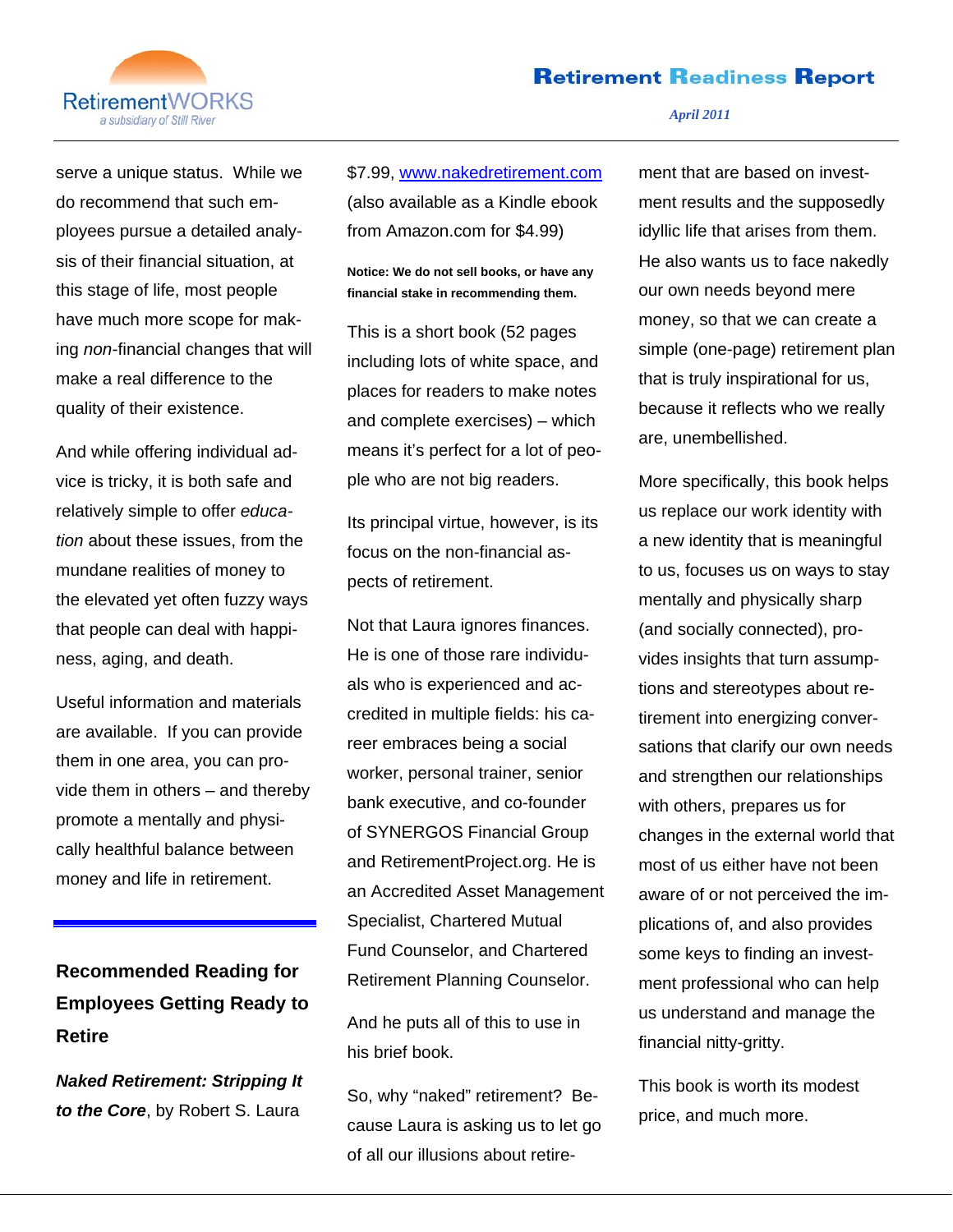serve a unique status. While we do recommend that such employees pursue a detailed analysis of their financial situation, at this stage of life, most people have much more scope for making *non*-financial changes that will make a real difference to the quality of their existence.

And while offering individual advice is tricky, it is both safe and relatively simple to offer *education* about these issues, from the mundane realities of money to the elevated yet often fuzzy ways that people can deal with happiness, aging, and death.

Useful information and materials are available. If you can provide them in one area, you can provide them in others – and thereby promote a mentally and physically healthful balance between money and life in retirement.

---

## Recommended Reading for Employees Getting Ready to Retire

***Naked Retirement: Stripping It to the Core***, by Robert S. Laura $7.99, www.nakedretirement.com (also available as a Kindle ebook from Amazon.com for $4.99)

**Notice: We do not sell books, or have any financial stake in recommending them.**

This is a short book (52 pages including lots of white space, and places for readers to make notes and complete exercises) – which means it's perfect for a lot of people who are not big readers.

Its principal virtue, however, is its focus on the non-financial aspects of retirement.

Not that Laura ignores finances. He is one of those rare individuals who is experienced and accredited in multiple fields: his career embraces being a social worker, personal trainer, senior bank executive, and co-founder of SYNERGOS Financial Group and RetirementProject.org. He is an Accredited Asset Management Specialist, Chartered Mutual Fund Counselor, and Chartered Retirement Planning Counselor.

And he puts all of this to use in his brief book.

So, why "naked" retirement? Because Laura is asking us to let go of all our illusions about retirement that are based on investment results and the supposedly idyllic life that arises from them. He also wants us to face nakedly our own needs beyond mere money, so that we can create a simple (one-page) retirement plan that is truly inspirational for us, because it reflects who we really are, unembellished.

More specifically, this book helps us replace our work identity with a new identity that is meaningful to us, focuses us on ways to stay mentally and physically sharp (and socially connected), provides insights that turn assumptions and stereotypes about retirement into energizing conversations that clarify our own needs and strengthen our relationships with others, prepares us for changes in the external world that most of us either have not been aware of or not perceived the implications of, and also provides some keys to finding an investment professional who can help us understand and manage the financial nitty-gritty.

This book is worth its modest price, and much more.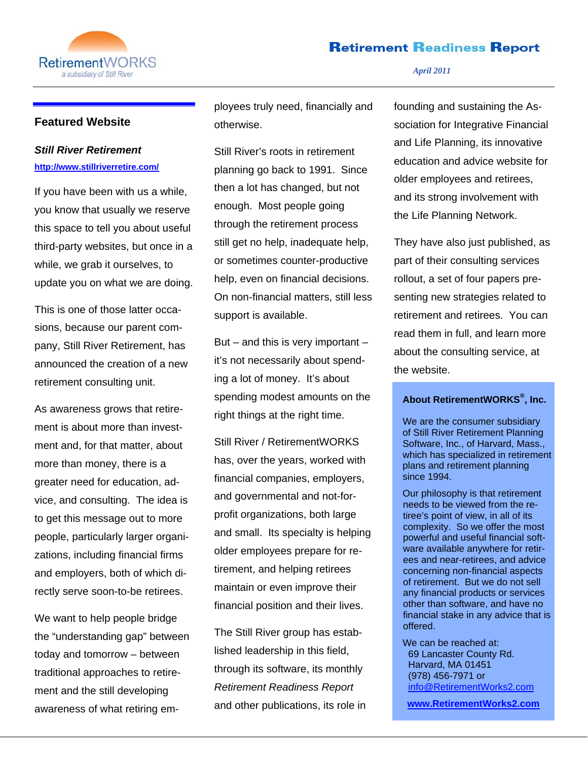## Featured Website

***Still River Retirement***

[http://www.stillriverretire.com/](http://www.stillriverretire.com/)

If you have been with us a while, you know that usually we reserve this space to tell you about useful third-party websites, but once in a while, we grab it ourselves, to update you on what we are doing.

This is one of those latter occasions, because our parent company, Still River Retirement, has announced the creation of a new retirement consulting unit.

As awareness grows that retirement is about more than investment and, for that matter, about more than money, there is a greater need for education, advice, and consulting. The idea is to get this message out to more people, particularly larger organizations, including financial firms and employers, both of which directly serve soon-to-be retirees.

We want to help people bridge the "understanding gap" between today and tomorrow – between traditional approaches to retirement and the still developing awareness of what retiring employees truly need, financially and otherwise.

Still River's roots in retirement planning go back to 1991. Since then a lot has changed, but not enough. Most people going through the retirement process still get no help, inadequate help, or sometimes counter-productive help, even on financial decisions. On non-financial matters, still less support is available.

But – and this is very important – it's not necessarily about spending a lot of money. It's about spending modest amounts on the right things at the right time.

Still River / RetirementWORKS has, over the years, worked with financial companies, employers, and governmental and not-for-profit organizations, both large and small. Its specialty is helping older employees prepare for retirement, and helping retirees maintain or even improve their financial position and their lives.

The Still River group has established leadership in this field, through its software, its monthly *Retirement Readiness Report* and other publications, its role in founding and sustaining the Association for Integrative Financial and Life Planning, its innovative education and advice website for older employees and retirees, and its strong involvement with the Life Planning Network.

They have also just published, as part of their consulting services rollout, a set of four papers presenting new strategies related to retirement and retirees. You can read them in full, and learn more about the consulting service, at the website.

**About RetirementWORKS®, Inc.**

We are the consumer subsidiary of Still River Retirement Planning Software, Inc., of Harvard, Mass., which has specialized in retirement plans and retirement planning since 1994.

Our philosophy is that retirement needs to be viewed from the retiree's point of view, in all of its complexity. So we offer the most powerful and useful financial software available anywhere for retirees and near-retirees, and advice concerning non-financial aspects of retirement. But we do not sell any financial products or services other than software, and have no financial stake in any advice that is offered.

We can be reached at:
69 Lancaster County Rd.
Harvard, MA 01451
(978) 456-7971 or
[info@RetirementWorks2.com](mailto:info@RetirementWorks2.com)

**[www.RetirementWorks2.com](http://www.RetirementWorks2.com)**